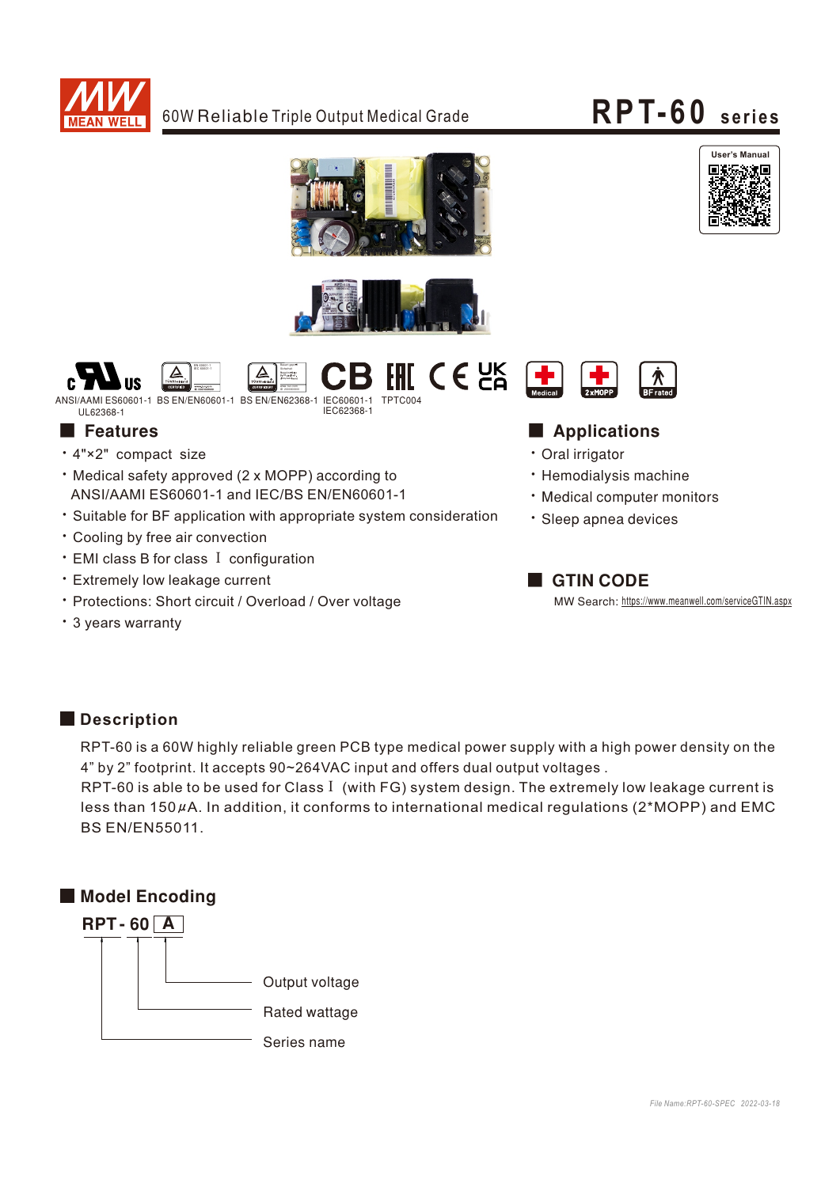# 60W Reliable Triple Output Medical Grade

# RPT-60 series

User's Manual

ANSI/AAMI ES60601-1 UL62368-1 BS EN/EN60601-1 BS EN/EN62368-1 IEC60601-1 IEC62368-1 TPTC004

Medical 2xMOPP BF rated

## Features

- 4"×2" compact size
- Medical safety approved (2 x MOPP) according to ANSI/AAMI ES60601-1 and IEC/BS EN/EN60601-1
- Suitable for BF application with appropriate system consideration
- Cooling by free air convection
- EMI class B for class Ⅰ configuration
- Extremely low leakage current
- Protections: Short circuit / Overload / Over voltage
- 3 years warranty

## Applications

- Oral irrigator
- Hemodialysis machine
- Medical computer monitors
- Sleep apnea devices

## GTIN CODE

MW Search: https://www.meanwell.com/serviceGTIN.aspx

## Description

RPT-60 is a 60W highly reliable green PCB type medical power supply with a high power density on the 4" by 2" footprint. It accepts 90~264VAC input and offers dual output voltages .
RPT-60 is able to be used for Class Ⅰ (with FG) system design. The extremely low leakage current is less than 150μA. In addition, it conforms to international medical regulations (2*MOPP) and EMC BS EN/EN55011.

## Model Encoding

**RPT - 60 A**

- A: Output voltage
- 60: Rated wattage
- RPT: Series name

*File Name:RPT-60-SPEC 2022-03-18*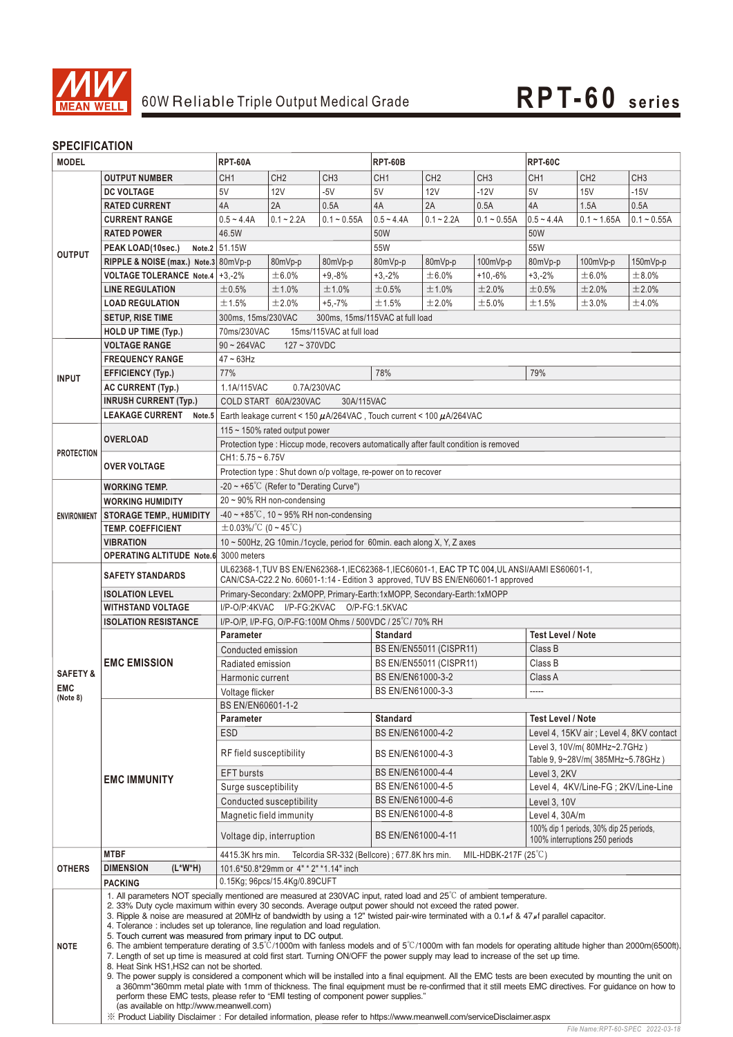# 60W Reliable Triple Output Medical Grade — RPT-60 series

## SPECIFICATION

| MODEL | | RPT-60A | | | RPT-60B | | | RPT-60C | | |
|---|---|---|---|---|---|---|---|---|---|---|
| OUTPUT | OUTPUT NUMBER | CH1 | CH2 | CH3 | CH1 | CH2 | CH3 | CH1 | CH2 | CH3 |
| | DC VOLTAGE | 5V | 12V | -5V | 5V | 12V | -12V | 5V | 15V | -15V |
| | RATED CURRENT | 4A | 2A | 0.5A | 4A | 2A | 0.5A | 4A | 1.5A | 0.5A |
| | CURRENT RANGE | 0.5 ~ 4.4A | 0.1 ~ 2.2A | 0.1 ~ 0.55A | 0.5 ~ 4.4A | 0.1 ~ 2.2A | 0.1 ~ 0.55A | 0.5 ~ 4.4A | 0.1 ~ 1.65A | 0.1 ~ 0.55A |
| | RATED POWER | 46.5W | | | 50W | | | 50W | | |
| | PEAK LOAD(10sec.) Note.2 | 51.15W | | | 55W | | | 55W | | |
| | RIPPLE & NOISE (max.) Note.3 | 80mVp-p | 80mVp-p | 80mVp-p | 80mVp-p | 80mVp-p | 100mVp-p | 80mVp-p | 100mVp-p | 150mVp-p |
| | VOLTAGE TOLERANCE Note.4 | +3,-2% | ±6.0% | +9,-8% | +3,-2% | ±6.0% | +10,-6% | +3,-2% | ±6.0% | ±8.0% |
| | LINE REGULATION | ±0.5% | ±1.0% | ±1.0% | ±0.5% | ±1.0% | ±2.0% | ±0.5% | ±2.0% | ±2.0% |
| | LOAD REGULATION | ±1.5% | ±2.0% | +5,-7% | ±1.5% | ±2.0% | ±5.0% | ±1.5% | ±3.0% | ±4.0% |
| | SETUP, RISE TIME | 300ms, 15ms/230VAC 300ms, 15ms/115VAC at full load | | | | | | | | |
| | HOLD UP TIME (Typ.) | 70ms/230VAC 15ms/115VAC at full load | | | | | | | | |
| INPUT | VOLTAGE RANGE | 90 ~ 264VAC 127 ~ 370VDC | | | | | | | | |
| | FREQUENCY RANGE | 47 ~ 63Hz | | | | | | | | |
| | EFFICIENCY (Typ.) | 77% | | | 78% | | | 79% | | |
| | AC CURRENT (Typ.) | 1.1A/115VAC 0.7A/230VAC | | | | | | | | |
| | INRUSH CURRENT (Typ.) | COLD START 60A/230VAC 30A/115VAC | | | | | | | | |
| | LEAKAGE CURRENT Note.5 | Earth leakage current < 150 μA/264VAC , Touch current < 100 μA/264VAC | | | | | | | | |
| PROTECTION | OVERLOAD | 115 ~ 150% rated output power | | | | | | | | |
| | | Protection type : Hiccup mode, recovers automatically after fault condition is removed | | | | | | | | |
| | OVER VOLTAGE | CH1: 5.75 ~ 6.75V | | | | | | | | |
| | | Protection type : Shut down o/p voltage, re-power on to recover | | | | | | | | |
| ENVIRONMENT | WORKING TEMP. | -20 ~ +65℃ (Refer to "Derating Curve") | | | | | | | | |
| | WORKING HUMIDITY | 20 ~ 90% RH non-condensing | | | | | | | | |
| | STORAGE TEMP., HUMIDITY | -40 ~ +85℃, 10 ~ 95% RH non-condensing | | | | | | | | |
| | TEMP. COEFFICIENT | ±0.03%/℃ (0 ~ 45℃) | | | | | | | | |
| | VIBRATION | 10 ~ 500Hz, 2G 10min./1cycle, period for 60min. each along X, Y, Z axes | | | | | | | | |
| | OPERATING ALTITUDE Note.6 | 3000 meters | | | | | | | | |
| SAFETY & EMC (Note 8) | SAFETY STANDARDS | UL62368-1,TUV BS EN/EN62368-1,IEC62368-1,IEC60601-1, EAC TP TC 004,UL ANSI/AAMI ES60601-1, CAN/CSA-C22.2 No. 60601-1:14 - Edition 3 approved, TUV BS EN/EN60601-1 approved | | | | | | | | |
| | ISOLATION LEVEL | Primary-Secondary: 2xMOPP, Primary-Earth:1xMOPP, Secondary-Earth:1xMOPP | | | | | | | | |
| | WITHSTAND VOLTAGE | I/P-O/P:4KVAC I/P-FG:2KVAC O/P-FG:1.5KVAC | | | | | | | | |
| | ISOLATION RESISTANCE | I/P-O/P, I/P-FG, O/P-FG:100M Ohms / 500VDC / 25℃/ 70% RH | | | | | | | | |
| | EMC EMISSION | Parameter | | | Standard | | | Test Level / Note | | |
| | | Conducted emission | | | BS EN/EN55011 (CISPR11) | | | Class B | | |
| | | Radiated emission | | | BS EN/EN55011 (CISPR11) | | | Class B | | |
| | | Harmonic current | | | BS EN/EN61000-3-2 | | | Class A | | |
| | | Voltage flicker | | | BS EN/EN61000-3-3 | | | ----- | | |
| | EMC IMMUNITY | BS EN/EN60601-1-2 | | | | | | | | |
| | | Parameter | | | Standard | | | Test Level / Note | | |
| | | ESD | | | BS EN/EN61000-4-2 | | | Level 4, 15KV air ; Level 4, 8KV contact | | |
| | | RF field susceptibility | | | BS EN/EN61000-4-3 | | | Level 3, 10V/m( 80MHz~2.7GHz ) Table 9, 9~28V/m( 385MHz~5.78GHz ) | | |
| | | EFT bursts | | | BS EN/EN61000-4-4 | | | Level 3, 2KV | | |
| | | Surge susceptibility | | | BS EN/EN61000-4-5 | | | Level 4, 4KV/Line-FG ; 2KV/Line-Line | | |
| | | Conducted susceptibility | | | BS EN/EN61000-4-6 | | | Level 3, 10V | | |
| | | Magnetic field immunity | | | BS EN/EN61000-4-8 | | | Level 4, 30A/m | | |
| | | Voltage dip, interruption | | | BS EN/EN61000-4-11 | | | 100% dip 1 periods, 30% dip 25 periods, 100% interruptions 250 periods | | |
| OTHERS | MTBF | 4415.3K hrs min. Telcordia SR-332 (Bellcore) ; 677.8K hrs min. MIL-HDBK-217F (25℃) | | | | | | | | |
| | DIMENSION (L*W*H) | 101.6*50.8*29mm or 4" * 2" *1.14" inch | | | | | | | | |
| | PACKING | 0.15Kg; 96pcs/15.4Kg/0.89CUFT | | | | | | | | |

**NOTE**

1. All parameters NOT specially mentioned are measured at 230VAC input, rated load and 25℃ of ambient temperature.
2. 33% Duty cycle maximum within every 30 seconds. Average output power should not exceed the rated power.
3. Ripple & noise are measured at 20MHz of bandwidth by using a 12" twisted pair-wire terminated with a 0.1μf & 47μf parallel capacitor.
4. Tolerance : includes set up tolerance, line regulation and load regulation.
5. Touch current was measured from primary input to DC output.
6. The ambient temperature derating of 3.5℃/1000m with fanless models and of 5℃/1000m with fan models for operating altitude higher than 2000m(6500ft).
7. Length of set up time is measured at cold first start. Turning ON/OFF the power supply may lead to increase of the set up time.
8. Heat Sink HS1,HS2 can not be shorted.
9. The power supply is considered a component which will be installed into a final equipment. All the EMC tests are been executed by mounting the unit on a 360mm*360mm metal plate with 1mm of thickness. The final equipment must be re-confirmed that it still meets EMC directives. For guidance on how to perform these EMC tests, please refer to "EMI testing of component power supplies." (as available on http://www.meanwell.com)

※ Product Liability Disclaimer : For detailed information, please refer to https://www.meanwell.com/serviceDisclaimer.aspx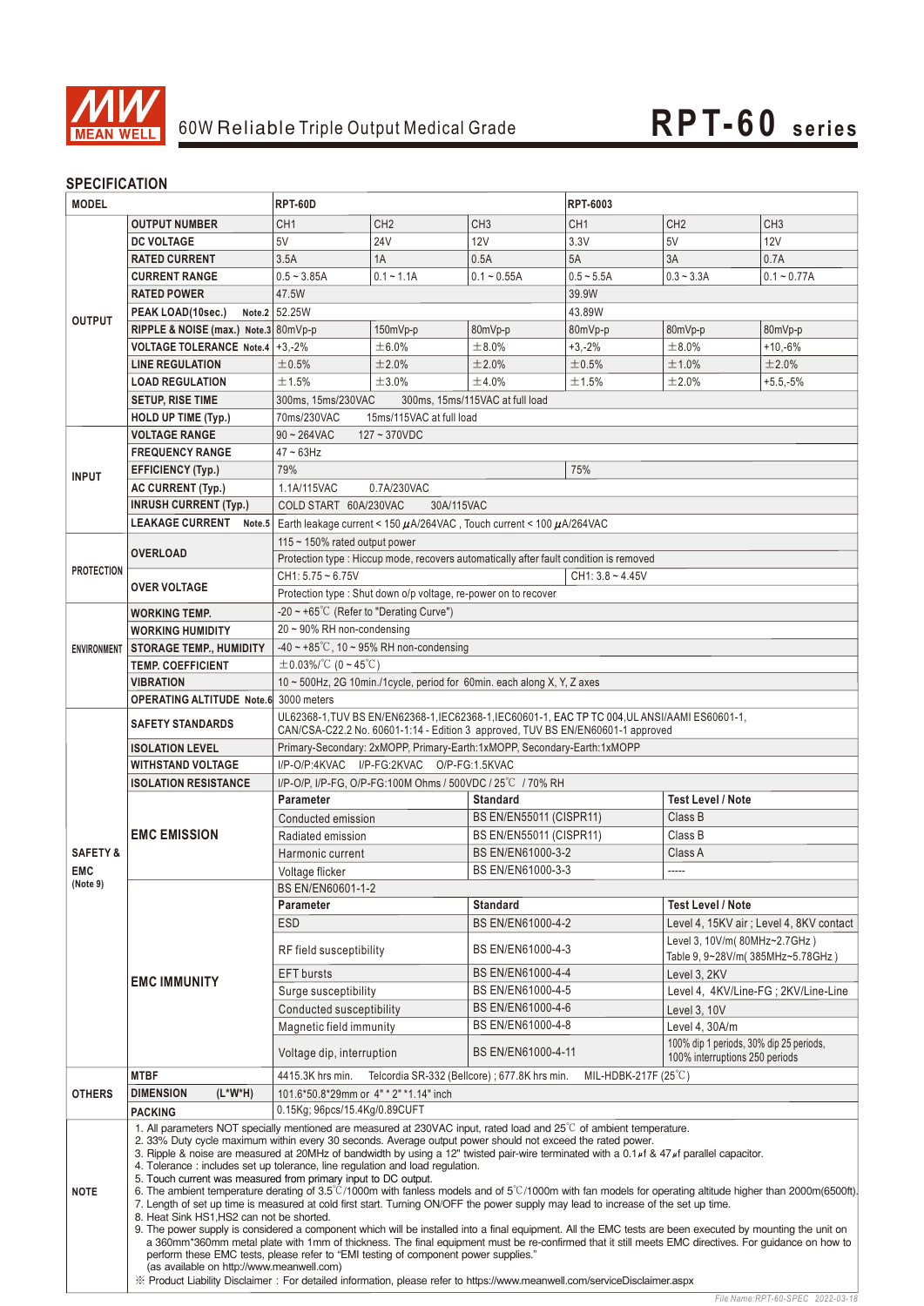# 60W Reliable Triple Output Medical Grade — RPT-60 series

## SPECIFICATION

| MODEL | | RPT-60D | | | RPT-6003 | | |
|---|---|---|---|---|---|---|---|
| OUTPUT | OUTPUT NUMBER | CH1 | CH2 | CH3 | CH1 | CH2 | CH3 |
| | DC VOLTAGE | 5V | 24V | 12V | 3.3V | 5V | 12V |
| | RATED CURRENT | 3.5A | 1A | 0.5A | 5A | 3A | 0.7A |
| | CURRENT RANGE | 0.5 ~ 3.85A | 0.1 ~ 1.1A | 0.1 ~ 0.55A | 0.5 ~ 5.5A | 0.3 ~ 3.3A | 0.1 ~ 0.77A |
| | RATED POWER | 47.5W | | | 39.9W | | |
| | PEAK LOAD(10sec.) Note.2 | 52.25W | | | 43.89W | | |
| | RIPPLE & NOISE (max.) Note.3 | 80mVp-p | 150mVp-p | 80mVp-p | 80mVp-p | 80mVp-p | 80mVp-p |
| | VOLTAGE TOLERANCE Note.4 | +3,-2% | ±6.0% | ±8.0% | +3,-2% | ±8.0% | +10,-6% |
| | LINE REGULATION | ±0.5% | ±2.0% | ±2.0% | ±0.5% | ±1.0% | ±2.0% |
| | LOAD REGULATION | ±1.5% | ±3.0% | ±4.0% | ±1.5% | ±2.0% | +5.5,-5% |
| | SETUP, RISE TIME | 300ms, 15ms/230VAC 300ms, 15ms/115VAC at full load | | | | | |
| | HOLD UP TIME (Typ.) | 70ms/230VAC 15ms/115VAC at full load | | | | | |
| INPUT | VOLTAGE RANGE | 90 ~ 264VAC 127 ~ 370VDC | | | | | |
| | FREQUENCY RANGE | 47 ~ 63Hz | | | | | |
| | EFFICIENCY (Typ.) | 79% | | | 75% | | |
| | AC CURRENT (Typ.) | 1.1A/115VAC 0.7A/230VAC | | | | | |
| | INRUSH CURRENT (Typ.) | COLD START 60A/230VAC 30A/115VAC | | | | | |
| | LEAKAGE CURRENT Note.5 | Earth leakage current < 150 μA/264VAC , Touch current < 100 μA/264VAC | | | | | |
| PROTECTION | OVERLOAD | 115 ~ 150% rated output power<br>Protection type : Hiccup mode, recovers automatically after fault condition is removed | | | | | |
| | OVER VOLTAGE | CH1: 5.75 ~ 6.75V | | | CH1: 3.8 ~ 4.45V | | |
| | | Protection type : Shut down o/p voltage, re-power on to recover | | | | | |
| ENVIRONMENT | WORKING TEMP. | -20 ~ +65℃ (Refer to "Derating Curve") | | | | | |
| | WORKING HUMIDITY | 20 ~ 90% RH non-condensing | | | | | |
| | STORAGE TEMP., HUMIDITY | -40 ~ +85℃, 10 ~ 95% RH non-condensing | | | | | |
| | TEMP. COEFFICIENT | ±0.03%/℃ (0 ~ 45℃) | | | | | |
| | VIBRATION | 10 ~ 500Hz, 2G 10min./1cycle, period for 60min. each along X, Y, Z axes | | | | | |
| | OPERATING ALTITUDE Note.6 | 3000 meters | | | | | |
| SAFETY & EMC (Note 9) | SAFETY STANDARDS | UL62368-1,TUV BS EN/EN62368-1,IEC62368-1,IEC60601-1, EAC TP TC 004,UL ANSI/AAMI ES60601-1, CAN/CSA-C22.2 No. 60601-1:14 - Edition 3 approved, TUV BS EN/EN60601-1 approved | | | | | |
| | ISOLATION LEVEL | Primary-Secondary: 2xMOPP, Primary-Earth:1xMOPP, Secondary-Earth:1xMOPP | | | | | |
| | WITHSTAND VOLTAGE | I/P-O/P:4KVAC I/P-FG:2KVAC O/P-FG:1.5KVAC | | | | | |
| | ISOLATION RESISTANCE | I/P-O/P, I/P-FG, O/P-FG:100M Ohms / 500VDC / 25℃ / 70% RH | | | | | |
| | EMC EMISSION | **Parameter** | **Standard** | | **Test Level / Note** | | |
| | | Conducted emission | BS EN/EN55011 (CISPR11) | | Class B | | |
| | | Radiated emission | BS EN/EN55011 (CISPR11) | | Class B | | |
| | | Harmonic current | BS EN/EN61000-3-2 | | Class A | | |
| | | Voltage flicker | BS EN/EN61000-3-3 | | ----- | | |
| | EMC IMMUNITY | BS EN/EN60601-1-2 | | | | | |
| | | **Parameter** | **Standard** | | **Test Level / Note** | | |
| | | ESD | BS EN/EN61000-4-2 | | Level 4, 15KV air ; Level 4, 8KV contact | | |
| | | RF field susceptibility | BS EN/EN61000-4-3 | | Level 3, 10V/m( 80MHz~2.7GHz )<br>Table 9, 9~28V/m( 385MHz~5.78GHz ) | | |
| | | EFT bursts | BS EN/EN61000-4-4 | | Level 3, 2KV | | |
| | | Surge susceptibility | BS EN/EN61000-4-5 | | Level 4, 4KV/Line-FG ; 2KV/Line-Line | | |
| | | Conducted susceptibility | BS EN/EN61000-4-6 | | Level 3, 10V | | |
| | | Magnetic field immunity | BS EN/EN61000-4-8 | | Level 4, 30A/m | | |
| | | Voltage dip, interruption | BS EN/EN61000-4-11 | | 100% dip 1 periods, 30% dip 25 periods,<br>100% interruptions 250 periods | | |
| OTHERS | MTBF | 4415.3K hrs min. Telcordia SR-332 (Bellcore) ; 677.8K hrs min. MIL-HDBK-217F (25℃) | | | | | |
| | DIMENSION (L*W*H) | 101.6*50.8*29mm or 4" * 2" *1.14" inch | | | | | |
| | PACKING | 0.15Kg; 96pcs/15.4Kg/0.89CUFT | | | | | |

**NOTE**

1. All parameters NOT specially mentioned are measured at 230VAC input, rated load and 25℃ of ambient temperature.
2. 33% Duty cycle maximum within every 30 seconds. Average output power should not exceed the rated power.
3. Ripple & noise are measured at 20MHz of bandwidth by using a 12" twisted pair-wire terminated with a 0.1μf & 47μf parallel capacitor.
4. Tolerance : includes set up tolerance, line regulation and load regulation.
5. Touch current was measured from primary input to DC output.
6. The ambient temperature derating of 3.5℃/1000m with fanless models and of 5℃/1000m with fan models for operating altitude higher than 2000m(6500ft).
7. Length of set up time is measured at cold first start. Turning ON/OFF the power supply may lead to increase of the set up time.
8. Heat Sink HS1,HS2 can not be shorted.
9. The power supply is considered a component which will be installed into a final equipment. All the EMC tests are been executed by mounting the unit on a 360mm*360mm metal plate with 1mm of thickness. The final equipment must be re-confirmed that it still meets EMC directives. For guidance on how to perform these EMC tests, please refer to "EMI testing of component power supplies." (as available on http://www.meanwell.com)

※ Product Liability Disclaimer : For detailed information, please refer to https://www.meanwell.com/serviceDisclaimer.aspx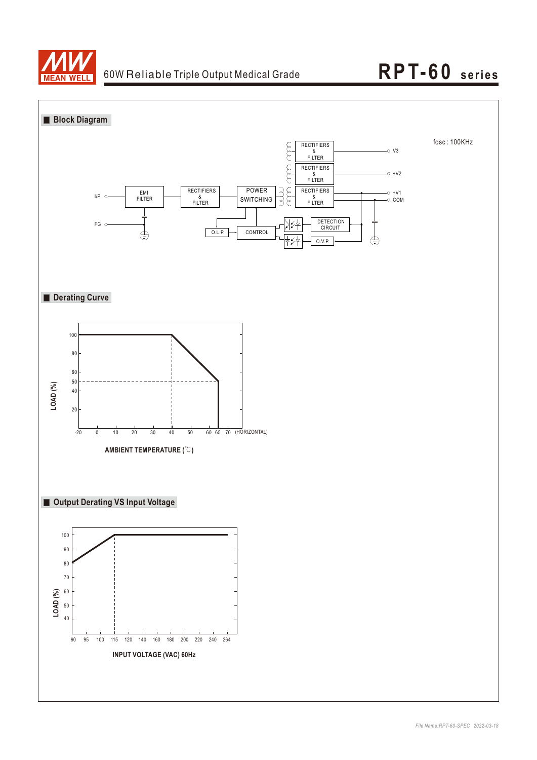## Block Diagram

fosc : 100KHz

I/P — EMI FILTER — RECTIFIERS & FILTER — POWER SWITCHING — RECTIFIERS & FILTER — V3, +V2, +V1, COM

FG

O.L.P. — CONTROL — DETECTION CIRCUIT — O.V.P.

## Derating Curve

LOAD (%)

100, 80, 60, 50, 40, 20

-20, 0, 10, 20, 30, 40, 50, 60, 65, 70 (HORIZONTAL)

**AMBIENT TEMPERATURE (℃)**

## Output Derating VS Input Voltage

LOAD (%)

100, 90, 80, 70, 60, 50, 40

90, 95, 100, 115, 120, 140, 160, 180, 200, 220, 240, 264

**INPUT VOLTAGE (VAC) 60Hz**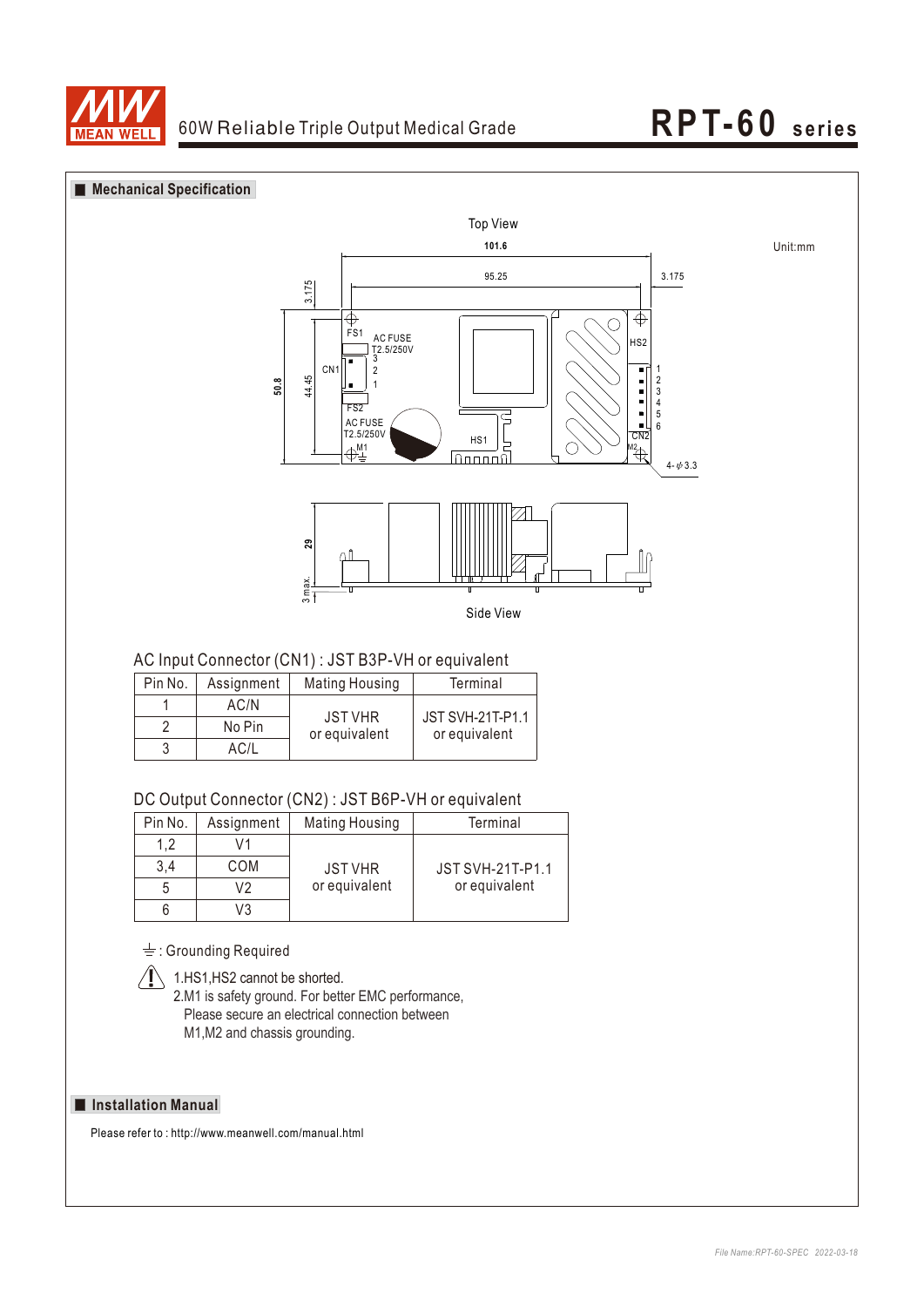## Mechanical Specification

Top View

Unit:mm

101.6

95.25

3.175

3.175

50.8

44.45

FS1

AC FUSE
T2.5/250V

CN1

3
2
1

FS2

AC FUSE
T2.5/250V

M1

HS1

HS2

1
2
3
4
5
6

CN2

M2

4-φ3.3

29

3 max.

Side View

AC Input Connector (CN1) : JST B3P-VH or equivalent

| Pin No. | Assignment | Mating Housing | Terminal |
|---|---|---|---|
| 1 | AC/N | JST VHR or equivalent | JST SVH-21T-P1.1 or equivalent |
| 2 | No Pin | | |
| 3 | AC/L | | |

DC Output Connector (CN2) : JST B6P-VH or equivalent

| Pin No. | Assignment | Mating Housing | Terminal |
|---|---|---|---|
| 1,2 | V1 | JST VHR or equivalent | JST SVH-21T-P1.1 or equivalent |
| 3,4 | COM | | |
| 5 | V2 | | |
| 6 | V3 | | |

⏚ : Grounding Required

1.HS1,HS2 cannot be shorted.
2.M1 is safety ground. For better EMC performance, Please secure an electrical connection between M1,M2 and chassis grounding.

## Installation Manual

Please refer to : http://www.meanwell.com/manual.html